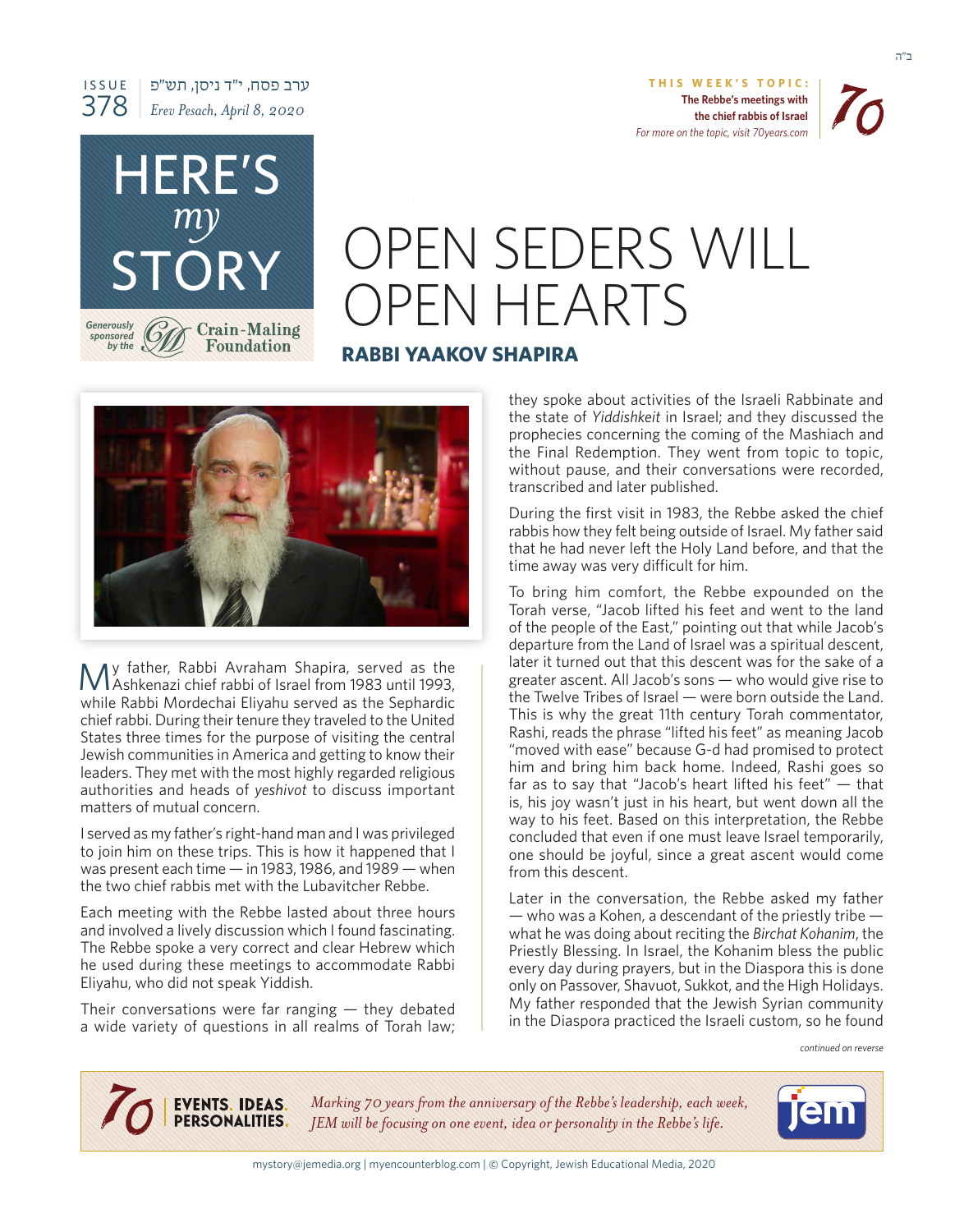ב"ה

ISSUE 378 | ערב פסח, י"ד ניסן, תש"פ
*Erev Pesach, April 8, 2020*

**THIS WEEK'S TOPIC:**
**The Rebbe's meetings with the chief rabbis of Israel**
*For more on the topic, visit 70years.com*

HERE'S *my* STORY

*Generously sponsored by the* Crain-Maling Foundation

# OPEN SEDERS WILL OPEN HEARTS

## RABBI YAAKOV SHAPIRA

My father, Rabbi Avraham Shapira, served as the Ashkenazi chief rabbi of Israel from 1983 until 1993, while Rabbi Mordechai Eliyahu served as the Sephardic chief rabbi. During their tenure they traveled to the United States three times for the purpose of visiting the central Jewish communities in America and getting to know their leaders. They met with the most highly regarded religious authorities and heads of *yeshivot* to discuss important matters of mutual concern.

I served as my father's right-hand man and I was privileged to join him on these trips. This is how it happened that I was present each time — in 1983, 1986, and 1989 — when the two chief rabbis met with the Lubavitcher Rebbe.

Each meeting with the Rebbe lasted about three hours and involved a lively discussion which I found fascinating. The Rebbe spoke a very correct and clear Hebrew which he used during these meetings to accommodate Rabbi Eliyahu, who did not speak Yiddish.

Their conversations were far ranging — they debated a wide variety of questions in all realms of Torah law; they spoke about activities of the Israeli Rabbinate and the state of *Yiddishkeit* in Israel; and they discussed the prophecies concerning the coming of the Mashiach and the Final Redemption. They went from topic to topic, without pause, and their conversations were recorded, transcribed and later published.

During the first visit in 1983, the Rebbe asked the chief rabbis how they felt being outside of Israel. My father said that he had never left the Holy Land before, and that the time away was very difficult for him.

To bring him comfort, the Rebbe expounded on the Torah verse, "Jacob lifted his feet and went to the land of the people of the East," pointing out that while Jacob's departure from the Land of Israel was a spiritual descent, later it turned out that this descent was for the sake of a greater ascent. All Jacob's sons — who would give rise to the Twelve Tribes of Israel — were born outside the Land. This is why the great 11th century Torah commentator, Rashi, reads the phrase "lifted his feet" as meaning Jacob "moved with ease" because G-d had promised to protect him and bring him back home. Indeed, Rashi goes so far as to say that "Jacob's heart lifted his feet" — that is, his joy wasn't just in his heart, but went down all the way to his feet. Based on this interpretation, the Rebbe concluded that even if one must leave Israel temporarily, one should be joyful, since a great ascent would come from this descent.

Later in the conversation, the Rebbe asked my father — who was a Kohen, a descendant of the priestly tribe — what he was doing about reciting the *Birchat Kohanim*, the Priestly Blessing. In Israel, the Kohanim bless the public every day during prayers, but in the Diaspora this is done only on Passover, Shavuot, Sukkot, and the High Holidays. My father responded that the Jewish Syrian community in the Diaspora practiced the Israeli custom, so he found

*continued on reverse*

70 | EVENTS. IDEAS. PERSONALITIES.
*Marking 70 years from the anniversary of the Rebbe's leadership, each week, JEM will be focusing on one event, idea or personality in the Rebbe's life.*

mystory@jemedia.org | myencounterblog.com | © Copyright, Jewish Educational Media, 2020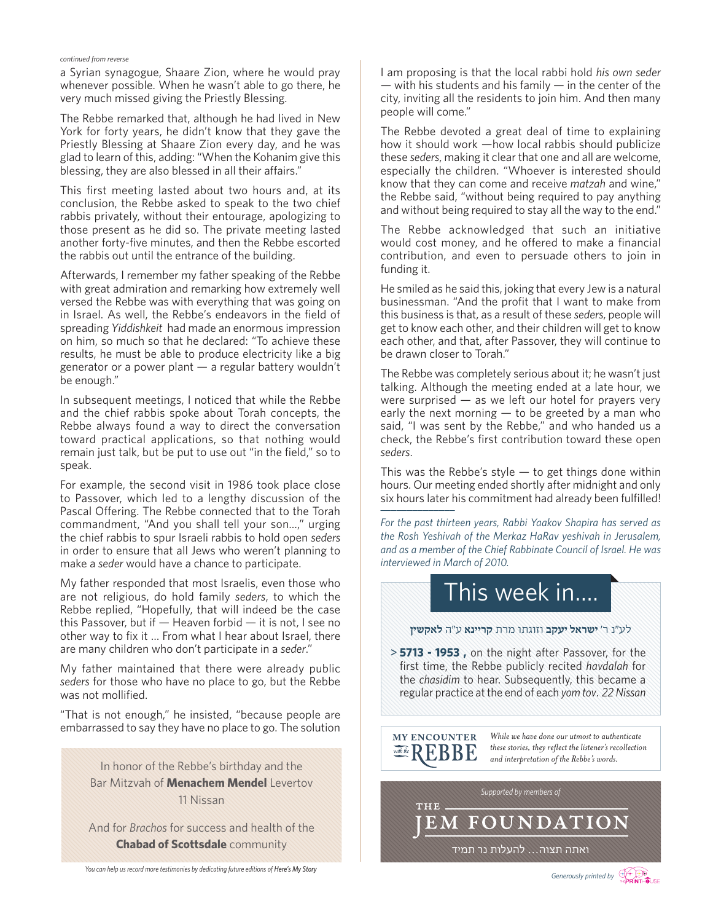*continued from reverse*

a Syrian synagogue, Shaare Zion, where he would pray whenever possible. When he wasn't able to go there, he very much missed giving the Priestly Blessing.

The Rebbe remarked that, although he had lived in New York for forty years, he didn't know that they gave the Priestly Blessing at Shaare Zion every day, and he was glad to learn of this, adding: "When the Kohanim give this blessing, they are also blessed in all their affairs."

This first meeting lasted about two hours and, at its conclusion, the Rebbe asked to speak to the two chief rabbis privately, without their entourage, apologizing to those present as he did so. The private meeting lasted another forty-five minutes, and then the Rebbe escorted the rabbis out until the entrance of the building.

Afterwards, I remember my father speaking of the Rebbe with great admiration and remarking how extremely well versed the Rebbe was with everything that was going on in Israel. As well, the Rebbe's endeavors in the field of spreading *Yiddishkeit* had made an enormous impression on him, so much so that he declared: "To achieve these results, he must be able to produce electricity like a big generator or a power plant — a regular battery wouldn't be enough."

In subsequent meetings, I noticed that while the Rebbe and the chief rabbis spoke about Torah concepts, the Rebbe always found a way to direct the conversation toward practical applications, so that nothing would remain just talk, but be put to use out "in the field," so to speak.

For example, the second visit in 1986 took place close to Passover, which led to a lengthy discussion of the Pascal Offering. The Rebbe connected that to the Torah commandment, "And you shall tell your son...," urging the chief rabbis to spur Israeli rabbis to hold open *seders* in order to ensure that all Jews who weren't planning to make a *seder* would have a chance to participate.

My father responded that most Israelis, even those who are not religious, do hold family *seders*, to which the Rebbe replied, "Hopefully, that will indeed be the case this Passover, but if — Heaven forbid — it is not, I see no other way to fix it ... From what I hear about Israel, there are many children who don't participate in a *seder*."

My father maintained that there were already public *seders* for those who have no place to go, but the Rebbe was not mollified.

"That is not enough," he insisted, "because people are embarrassed to say they have no place to go. The solution I am proposing is that the local rabbi hold *his own seder* — with his students and his family — in the center of the city, inviting all the residents to join him. And then many people will come."

The Rebbe devoted a great deal of time to explaining how it should work —how local rabbis should publicize these *seders*, making it clear that one and all are welcome, especially the children. "Whoever is interested should know that they can come and receive *matzah* and wine," the Rebbe said, "without being required to pay anything and without being required to stay all the way to the end."

The Rebbe acknowledged that such an initiative would cost money, and he offered to make a financial contribution, and even to persuade others to join in funding it.

He smiled as he said this, joking that every Jew is a natural businessman. "And the profit that I want to make from this business is that, as a result of these *seders*, people will get to know each other, and their children will get to know each other, and that, after Passover, they will continue to be drawn closer to Torah."

The Rebbe was completely serious about it; he wasn't just talking. Although the meeting ended at a late hour, we were surprised — as we left our hotel for prayers very early the next morning — to be greeted by a man who said, "I was sent by the Rebbe," and who handed us a check, the Rebbe's first contribution toward these open *seders*.

This was the Rebbe's style — to get things done within hours. Our meeting ended shortly after midnight and only six hours later his commitment had already been fulfilled!

---

*For the past thirteen years, Rabbi Yaakov Shapira has served as the Rosh Yeshivah of the Merkaz HaRav yeshivah in Jerusalem, and as a member of the Chief Rabbinate Council of Israel. He was interviewed in March of 2010.*

In honor of the Rebbe's birthday and the Bar Mitzvah of **Menachem Mendel** Levertov 11 Nissan

And for *Brachos* for success and health of the **Chabad of Scottsdale** community

## This week in....

לע"נ ר' **ישראל יעקב** וזוגתו מרת **קריינא** ע"ה **לאקשין**

> **5713 - 1953 ,** on the night after Passover, for the first time, the Rebbe publicly recited *havdalah* for the *chasidim* to hear. Subsequently, this became a regular practice at the end of each *yom tov*. *22 Nissan*

MY ENCOUNTER with the REBBE

*While we have done our utmost to authenticate these stories, they reflect the listener's recollection and interpretation of the Rebbe's words.*

*Supported by members of*

THE JEM FOUNDATION

ואתה תצוה... להעלות נר תמיד

*You can help us record more testimonies by dedicating future editions of Here's My Story*

*Generously printed by* The Print House